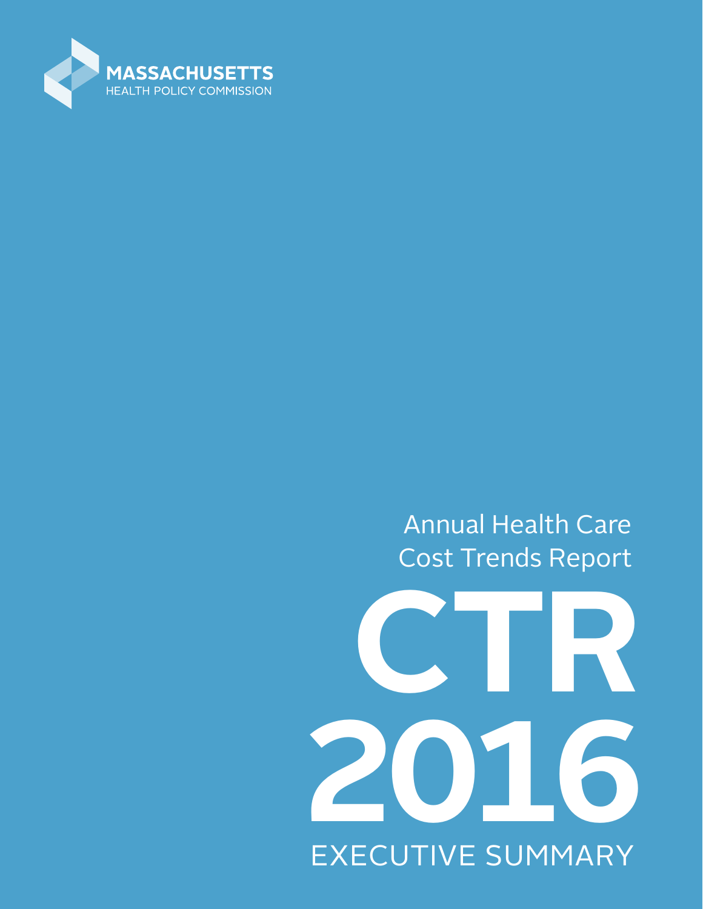MASSACHUSETTS
HEALTH POLICY COMMISSION

Annual Health Care Cost Trends Report

# CTR 2016

EXECUTIVE SUMMARY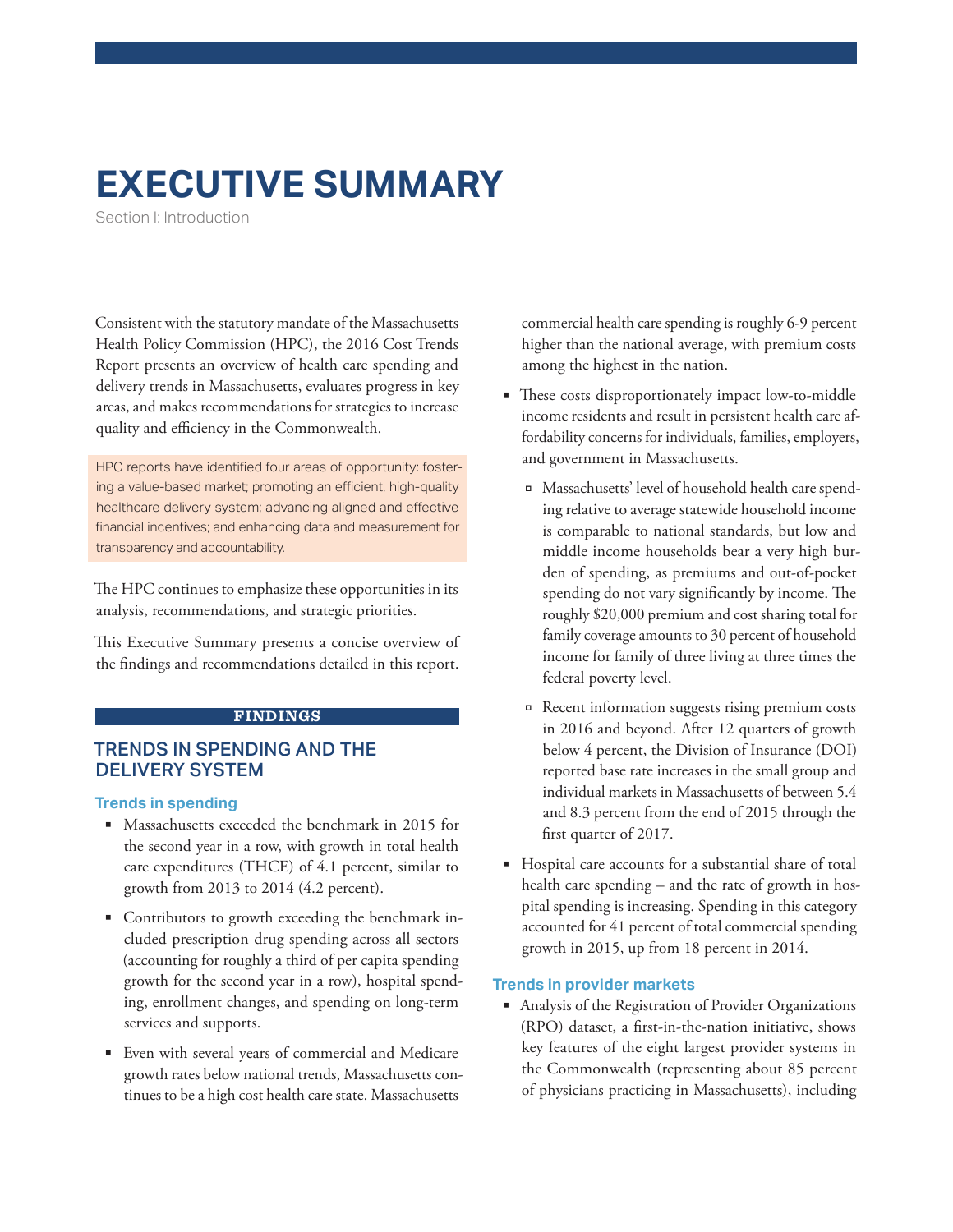# EXECUTIVE SUMMARY

Section I: Introduction

Consistent with the statutory mandate of the Massachusetts Health Policy Commission (HPC), the 2016 Cost Trends Report presents an overview of health care spending and delivery trends in Massachusetts, evaluates progress in key areas, and makes recommendations for strategies to increase quality and efficiency in the Commonwealth.

> HPC reports have identified four areas of opportunity: fostering a value-based market; promoting an efficient, high-quality healthcare delivery system; advancing aligned and effective financial incentives; and enhancing data and measurement for transparency and accountability.

The HPC continues to emphasize these opportunities in its analysis, recommendations, and strategic priorities.

This Executive Summary presents a concise overview of the findings and recommendations detailed in this report.

## FINDINGS

## TRENDS IN SPENDING AND THE DELIVERY SYSTEM

### Trends in spending

- Massachusetts exceeded the benchmark in 2015 for the second year in a row, with growth in total health care expenditures (THCE) of 4.1 percent, similar to growth from 2013 to 2014 (4.2 percent).
- Contributors to growth exceeding the benchmark included prescription drug spending across all sectors (accounting for roughly a third of per capita spending growth for the second year in a row), hospital spending, enrollment changes, and spending on long-term services and supports.
- Even with several years of commercial and Medicare growth rates below national trends, Massachusetts continues to be a high cost health care state. Massachusetts commercial health care spending is roughly 6-9 percent higher than the national average, with premium costs among the highest in the nation.
- These costs disproportionately impact low-to-middle income residents and result in persistent health care affordability concerns for individuals, families, employers, and government in Massachusetts.
  - Massachusetts' level of household health care spending relative to average statewide household income is comparable to national standards, but low and middle income households bear a very high burden of spending, as premiums and out-of-pocket spending do not vary significantly by income. The roughly $20,000 premium and cost sharing total for family coverage amounts to 30 percent of household income for family of three living at three times the federal poverty level.
  - Recent information suggests rising premium costs in 2016 and beyond. After 12 quarters of growth below 4 percent, the Division of Insurance (DOI) reported base rate increases in the small group and individual markets in Massachusetts of between 5.4 and 8.3 percent from the end of 2015 through the first quarter of 2017.
- Hospital care accounts for a substantial share of total health care spending – and the rate of growth in hospital spending is increasing. Spending in this category accounted for 41 percent of total commercial spending growth in 2015, up from 18 percent in 2014.

### Trends in provider markets

- Analysis of the Registration of Provider Organizations (RPO) dataset, a first-in-the-nation initiative, shows key features of the eight largest provider systems in the Commonwealth (representing about 85 percent of physicians practicing in Massachusetts), including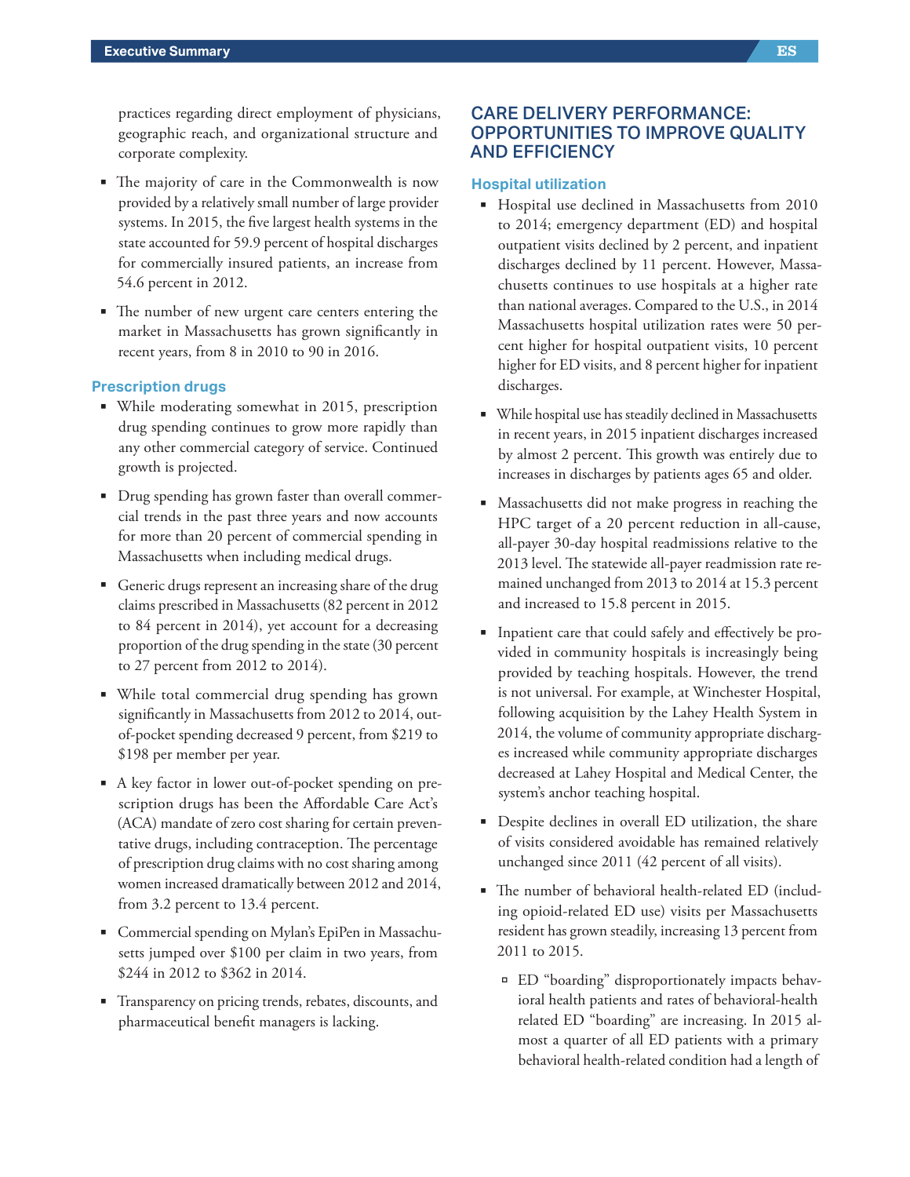practices regarding direct employment of physicians, geographic reach, and organizational structure and corporate complexity.

- The majority of care in the Commonwealth is now provided by a relatively small number of large provider systems. In 2015, the five largest health systems in the state accounted for 59.9 percent of hospital discharges for commercially insured patients, an increase from 54.6 percent in 2012.
- The number of new urgent care centers entering the market in Massachusetts has grown significantly in recent years, from 8 in 2010 to 90 in 2016.

### Prescription drugs

- While moderating somewhat in 2015, prescription drug spending continues to grow more rapidly than any other commercial category of service. Continued growth is projected.
- Drug spending has grown faster than overall commercial trends in the past three years and now accounts for more than 20 percent of commercial spending in Massachusetts when including medical drugs.
- Generic drugs represent an increasing share of the drug claims prescribed in Massachusetts (82 percent in 2012 to 84 percent in 2014), yet account for a decreasing proportion of the drug spending in the state (30 percent to 27 percent from 2012 to 2014).
- While total commercial drug spending has grown significantly in Massachusetts from 2012 to 2014, out-of-pocket spending decreased 9 percent, from $219 to $198 per member per year.
- A key factor in lower out-of-pocket spending on prescription drugs has been the Affordable Care Act's (ACA) mandate of zero cost sharing for certain preventative drugs, including contraception. The percentage of prescription drug claims with no cost sharing among women increased dramatically between 2012 and 2014, from 3.2 percent to 13.4 percent.
- Commercial spending on Mylan's EpiPen in Massachusetts jumped over $100 per claim in two years, from $244 in 2012 to $362 in 2014.
- Transparency on pricing trends, rebates, discounts, and pharmaceutical benefit managers is lacking.

## CARE DELIVERY PERFORMANCE: OPPORTUNITIES TO IMPROVE QUALITY AND EFFICIENCY

### Hospital utilization

- Hospital use declined in Massachusetts from 2010 to 2014; emergency department (ED) and hospital outpatient visits declined by 2 percent, and inpatient discharges declined by 11 percent. However, Massachusetts continues to use hospitals at a higher rate than national averages. Compared to the U.S., in 2014 Massachusetts hospital utilization rates were 50 percent higher for hospital outpatient visits, 10 percent higher for ED visits, and 8 percent higher for inpatient discharges.
- While hospital use has steadily declined in Massachusetts in recent years, in 2015 inpatient discharges increased by almost 2 percent. This growth was entirely due to increases in discharges by patients ages 65 and older.
- Massachusetts did not make progress in reaching the HPC target of a 20 percent reduction in all-cause, all-payer 30-day hospital readmissions relative to the 2013 level. The statewide all-payer readmission rate remained unchanged from 2013 to 2014 at 15.3 percent and increased to 15.8 percent in 2015.
- Inpatient care that could safely and effectively be provided in community hospitals is increasingly being provided by teaching hospitals. However, the trend is not universal. For example, at Winchester Hospital, following acquisition by the Lahey Health System in 2014, the volume of community appropriate discharges increased while community appropriate discharges decreased at Lahey Hospital and Medical Center, the system's anchor teaching hospital.
- Despite declines in overall ED utilization, the share of visits considered avoidable has remained relatively unchanged since 2011 (42 percent of all visits).
- The number of behavioral health-related ED (including opioid-related ED use) visits per Massachusetts resident has grown steadily, increasing 13 percent from 2011 to 2015.
  - ED "boarding" disproportionately impacts behavioral health patients and rates of behavioral-health related ED "boarding" are increasing. In 2015 almost a quarter of all ED patients with a primary behavioral health-related condition had a length of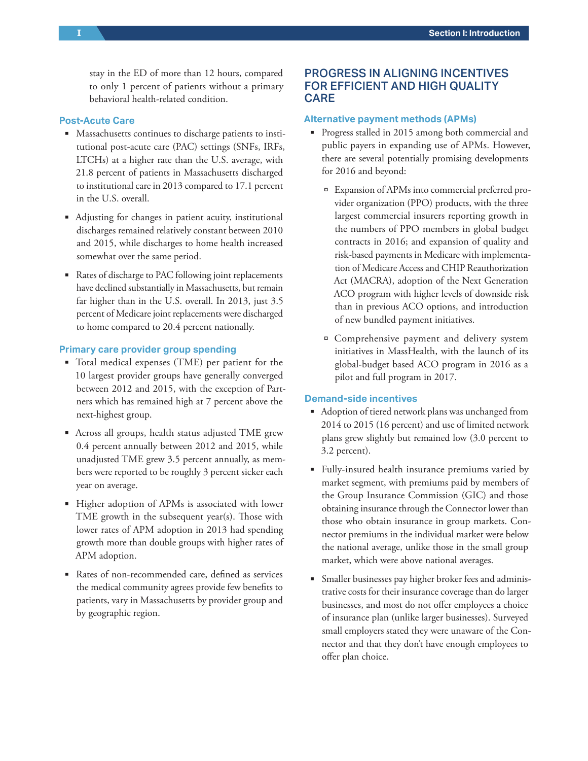stay in the ED of more than 12 hours, compared to only 1 percent of patients without a primary behavioral health-related condition.

### Post-Acute Care

- Massachusetts continues to discharge patients to institutional post-acute care (PAC) settings (SNFs, IRFs, LTCHs) at a higher rate than the U.S. average, with 21.8 percent of patients in Massachusetts discharged to institutional care in 2013 compared to 17.1 percent in the U.S. overall.
- Adjusting for changes in patient acuity, institutional discharges remained relatively constant between 2010 and 2015, while discharges to home health increased somewhat over the same period.
- Rates of discharge to PAC following joint replacements have declined substantially in Massachusetts, but remain far higher than in the U.S. overall. In 2013, just 3.5 percent of Medicare joint replacements were discharged to home compared to 20.4 percent nationally.

### Primary care provider group spending

- Total medical expenses (TME) per patient for the 10 largest provider groups have generally converged between 2012 and 2015, with the exception of Partners which has remained high at 7 percent above the next-highest group.
- Across all groups, health status adjusted TME grew 0.4 percent annually between 2012 and 2015, while unadjusted TME grew 3.5 percent annually, as members were reported to be roughly 3 percent sicker each year on average.
- Higher adoption of APMs is associated with lower TME growth in the subsequent year(s). Those with lower rates of APM adoption in 2013 had spending growth more than double groups with higher rates of APM adoption.
- Rates of non-recommended care, defined as services the medical community agrees provide few benefits to patients, vary in Massachusetts by provider group and by geographic region.

## PROGRESS IN ALIGNING INCENTIVES FOR EFFICIENT AND HIGH QUALITY CARE

### Alternative payment methods (APMs)

- Progress stalled in 2015 among both commercial and public payers in expanding use of APMs. However, there are several potentially promising developments for 2016 and beyond:
  - Expansion of APMs into commercial preferred provider organization (PPO) products, with the three largest commercial insurers reporting growth in the numbers of PPO members in global budget contracts in 2016; and expansion of quality and risk-based payments in Medicare with implementation of Medicare Access and CHIP Reauthorization Act (MACRA), adoption of the Next Generation ACO program with higher levels of downside risk than in previous ACO options, and introduction of new bundled payment initiatives.
  - Comprehensive payment and delivery system initiatives in MassHealth, with the launch of its global-budget based ACO program in 2016 as a pilot and full program in 2017.

### Demand-side incentives

- Adoption of tiered network plans was unchanged from 2014 to 2015 (16 percent) and use of limited network plans grew slightly but remained low (3.0 percent to 3.2 percent).
- Fully-insured health insurance premiums varied by market segment, with premiums paid by members of the Group Insurance Commission (GIC) and those obtaining insurance through the Connector lower than those who obtain insurance in group markets. Connector premiums in the individual market were below the national average, unlike those in the small group market, which were above national averages.
- Smaller businesses pay higher broker fees and administrative costs for their insurance coverage than do larger businesses, and most do not offer employees a choice of insurance plan (unlike larger businesses). Surveyed small employers stated they were unaware of the Connector and that they don't have enough employees to offer plan choice.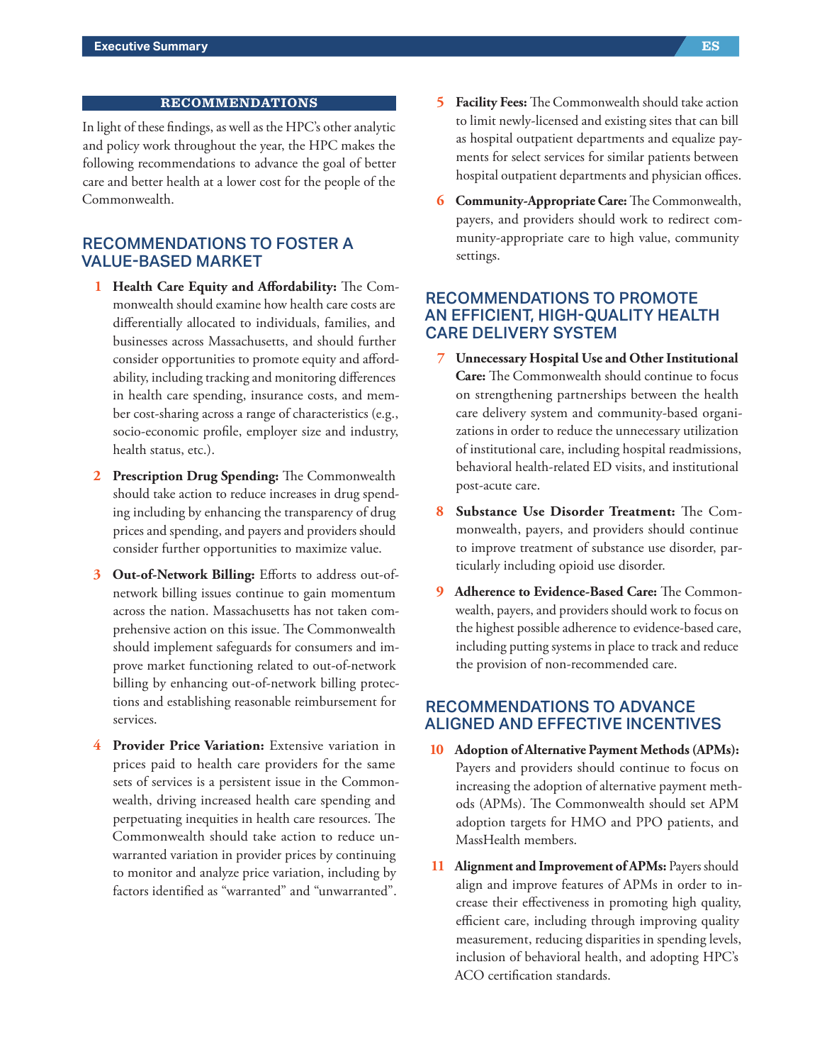## RECOMMENDATIONS

In light of these findings, as well as the HPC's other analytic and policy work throughout the year, the HPC makes the following recommendations to advance the goal of better care and better health at a lower cost for the people of the Commonwealth.

### RECOMMENDATIONS TO FOSTER A VALUE-BASED MARKET

1. **Health Care Equity and Affordability:** The Commonwealth should examine how health care costs are differentially allocated to individuals, families, and businesses across Massachusetts, and should further consider opportunities to promote equity and affordability, including tracking and monitoring differences in health care spending, insurance costs, and member cost-sharing across a range of characteristics (e.g., socio-economic profile, employer size and industry, health status, etc.).

2. **Prescription Drug Spending:** The Commonwealth should take action to reduce increases in drug spending including by enhancing the transparency of drug prices and spending, and payers and providers should consider further opportunities to maximize value.

3. **Out-of-Network Billing:** Efforts to address out-of-network billing issues continue to gain momentum across the nation. Massachusetts has not taken comprehensive action on this issue. The Commonwealth should implement safeguards for consumers and improve market functioning related to out-of-network billing by enhancing out-of-network billing protections and establishing reasonable reimbursement for services.

4. **Provider Price Variation:** Extensive variation in prices paid to health care providers for the same sets of services is a persistent issue in the Commonwealth, driving increased health care spending and perpetuating inequities in health care resources. The Commonwealth should take action to reduce unwarranted variation in provider prices by continuing to monitor and analyze price variation, including by factors identified as "warranted" and "unwarranted".

5. **Facility Fees:** The Commonwealth should take action to limit newly-licensed and existing sites that can bill as hospital outpatient departments and equalize payments for select services for similar patients between hospital outpatient departments and physician offices.

6. **Community-Appropriate Care:** The Commonwealth, payers, and providers should work to redirect community-appropriate care to high value, community settings.

### RECOMMENDATIONS TO PROMOTE AN EFFICIENT, HIGH-QUALITY HEALTH CARE DELIVERY SYSTEM

7. **Unnecessary Hospital Use and Other Institutional Care:** The Commonwealth should continue to focus on strengthening partnerships between the health care delivery system and community-based organizations in order to reduce the unnecessary utilization of institutional care, including hospital readmissions, behavioral health-related ED visits, and institutional post-acute care.

8. **Substance Use Disorder Treatment:** The Commonwealth, payers, and providers should continue to improve treatment of substance use disorder, particularly including opioid use disorder.

9. **Adherence to Evidence-Based Care:** The Commonwealth, payers, and providers should work to focus on the highest possible adherence to evidence-based care, including putting systems in place to track and reduce the provision of non-recommended care.

### RECOMMENDATIONS TO ADVANCE ALIGNED AND EFFECTIVE INCENTIVES

10. **Adoption of Alternative Payment Methods (APMs):** Payers and providers should continue to focus on increasing the adoption of alternative payment methods (APMs). The Commonwealth should set APM adoption targets for HMO and PPO patients, and MassHealth members.

11. **Alignment and Improvement of APMs:** Payers should align and improve features of APMs in order to increase their effectiveness in promoting high quality, efficient care, including through improving quality measurement, reducing disparities in spending levels, inclusion of behavioral health, and adopting HPC's ACO certification standards.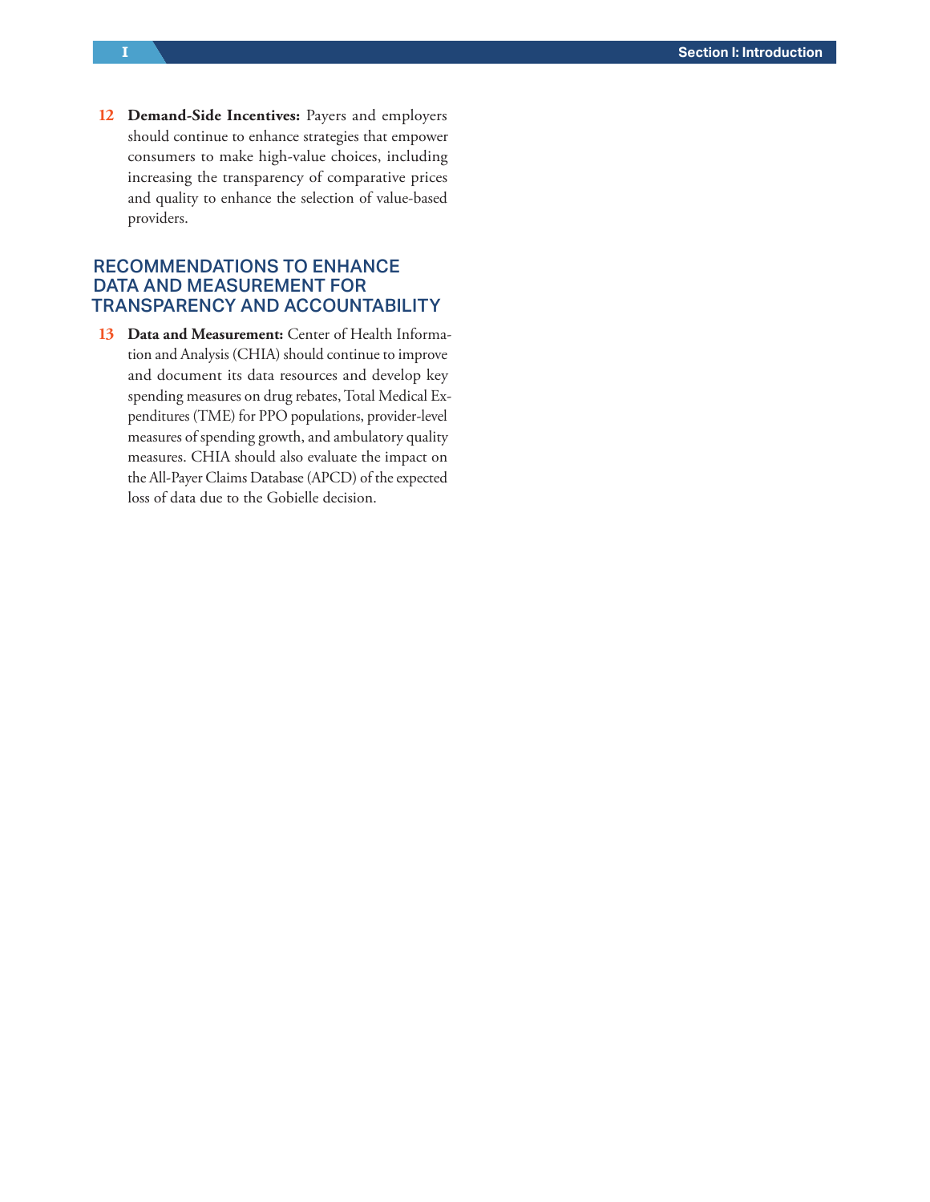12 **Demand-Side Incentives:** Payers and employers should continue to enhance strategies that empower consumers to make high-value choices, including increasing the transparency of comparative prices and quality to enhance the selection of value-based providers.

## RECOMMENDATIONS TO ENHANCE DATA AND MEASUREMENT FOR TRANSPARENCY AND ACCOUNTABILITY

13 **Data and Measurement:** Center of Health Information and Analysis (CHIA) should continue to improve and document its data resources and develop key spending measures on drug rebates, Total Medical Expenditures (TME) for PPO populations, provider-level measures of spending growth, and ambulatory quality measures. CHIA should also evaluate the impact on the All-Payer Claims Database (APCD) of the expected loss of data due to the Gobielle decision.